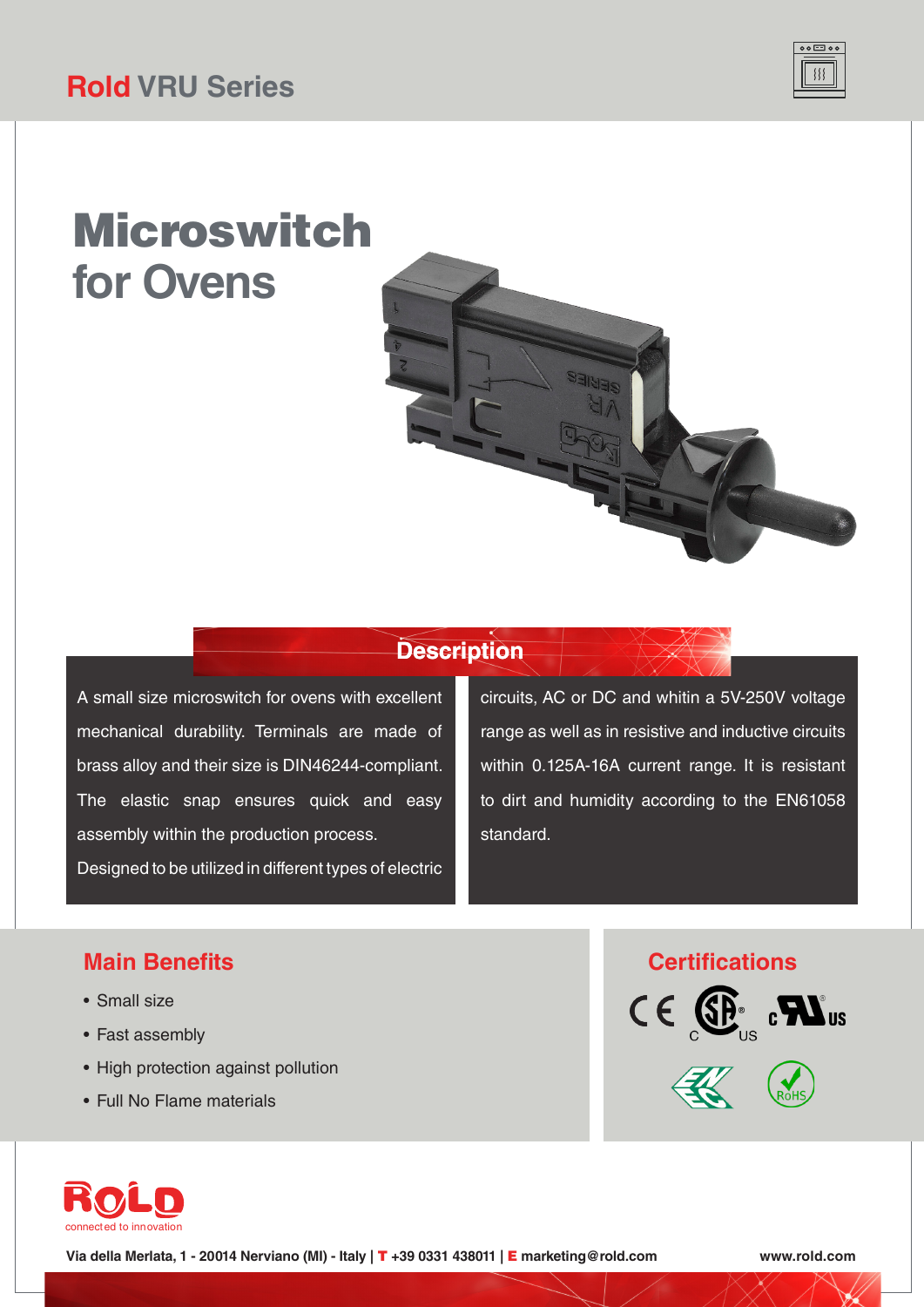# Rold VRU Series

# Microswitch for Ovens

## Description

A small size microswitch for ovens with excellent mechanical durability. Terminals are made of brass alloy and their size is DIN46244-compliant. The elastic snap ensures quick and easy assembly within the production process.
Designed to be utilized in different types of electric circuits, AC or DC and whitin a 5V-250V voltage range as well as in resistive and inductive circuits within 0.125A-16A current range. It is resistant to dirt and humidity according to the EN61058 standard.

## Main Benefits

- Small size
- Fast assembly
- High protection against pollution
- Full No Flame materials

## Certifications

CE, CSA (C US), c UL us, ENEC, RoHS

ROLD connected to innovation

Via della Merlata, 1 - 20014 Nerviano (MI) - Italy | T +39 0331 438011 | E marketing@rold.com

www.rold.com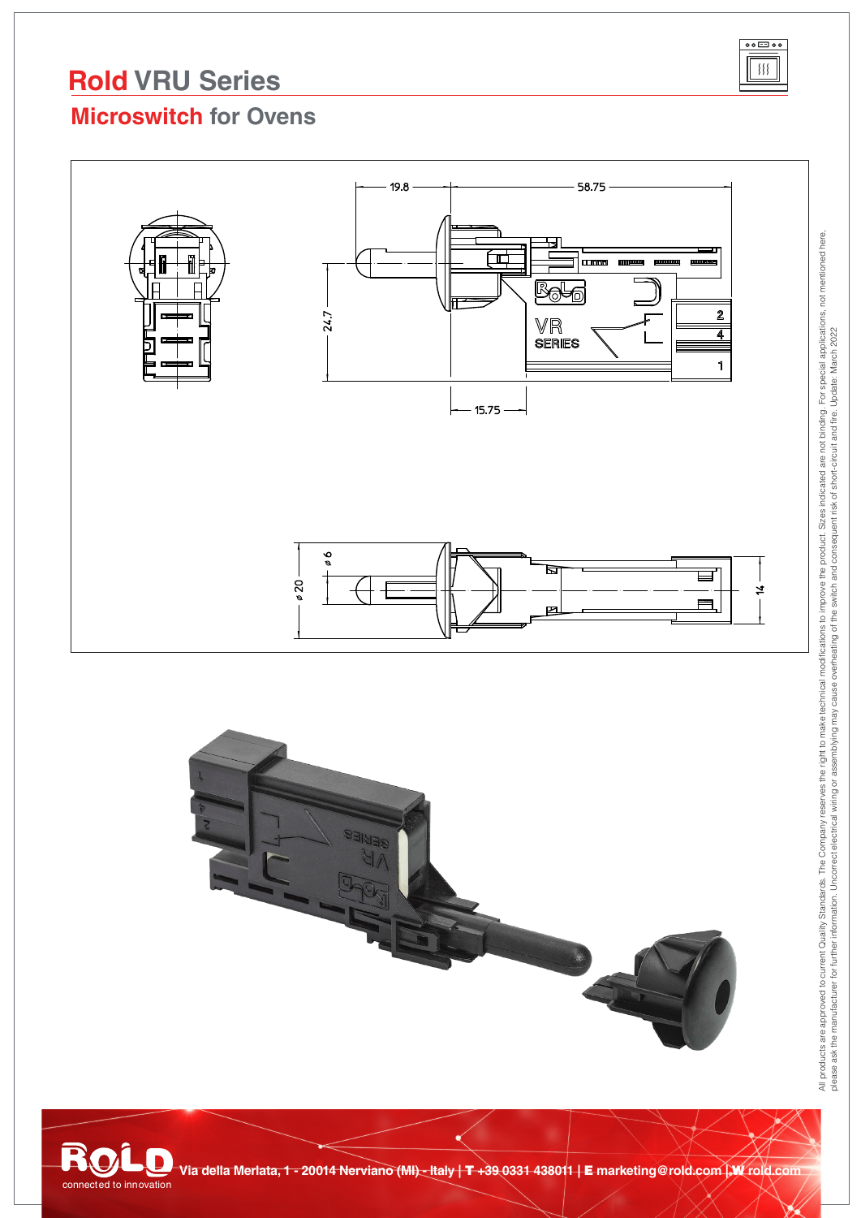# Rold VRU Series

## Microswitch for Ovens

19.8

58.75

24.7

15.75

VR SERIES

2

4

1

ø 6

ø 20

14

All products are approved to current Quality Standards. The Company reserves the right to make technical modifications to improve the product. Sizes indicated are not binding. For special applications, not mentioned here, please ask the manufacturer for further information. Uncorrect electrical wiring or assemblying may cause overheating of the switch and consequent risk of short-circuit and fire. Update: March 2022

ROLD connected to innovation **Via della Merlata, 1 - 20014 Nerviano (MI) - Italy | T +39 0331 438011 | E marketing@rold.com | W rold.com**